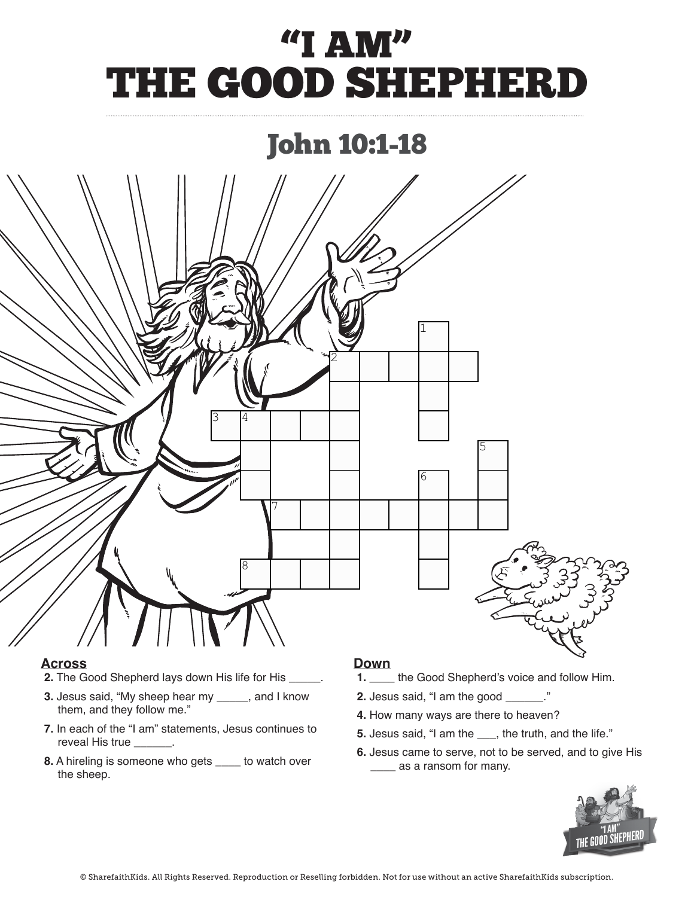# "I AM" THE GOOD SHEPHERD

## John 10:1-18

**Across**

2. The Good Shepherd lays down His life for His _____.
3. Jesus said, "My sheep hear my _____, and I know them, and they follow me."
7. In each of the "I am" statements, Jesus continues to reveal His true ______.
8. A hireling is someone who gets ____ to watch over the sheep.

**Down**

1. ____ the Good Shepherd's voice and follow Him.
2. Jesus said, "I am the good ______."
4. How many ways are there to heaven?
5. Jesus said, "I am the ___, the truth, and the life."
6. Jesus came to serve, not to be served, and to give His ____ as a ransom for many.

© SharefaithKids. All Rights Reserved. Reproduction or Reselling forbidden. Not for use without an active SharefaithKids subscription.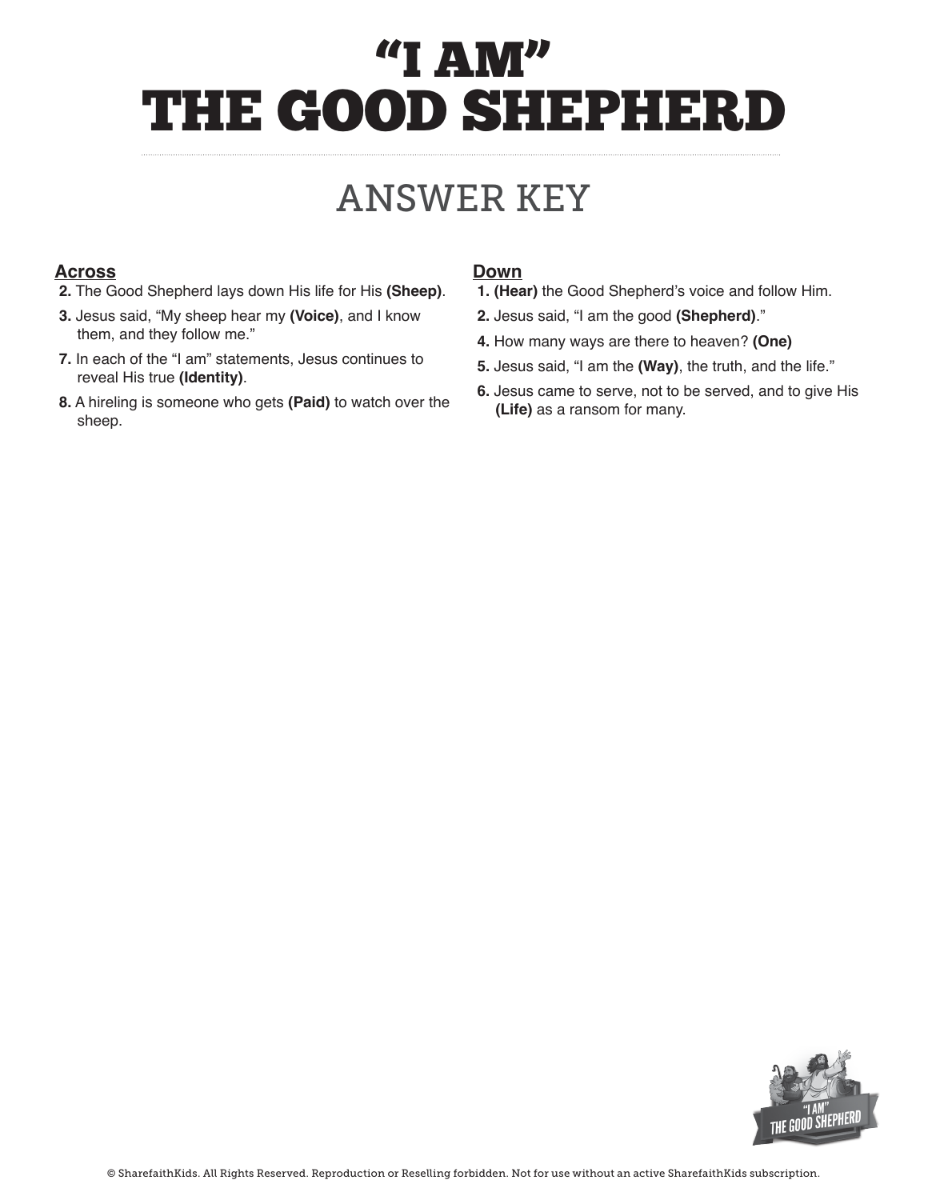# "I AM" THE GOOD SHEPHERD

## ANSWER KEY

**Across**

**2.** The Good Shepherd lays down His life for His **(Sheep)**.

**3.** Jesus said, "My sheep hear my **(Voice)**, and I know them, and they follow me."

**7.** In each of the "I am" statements, Jesus continues to reveal His true **(Identity)**.

**8.** A hireling is someone who gets **(Paid)** to watch over the sheep.

**Down**

**1.** **(Hear)** the Good Shepherd's voice and follow Him.

**2.** Jesus said, "I am the good **(Shepherd)**."

**4.** How many ways are there to heaven? **(One)**

**5.** Jesus said, "I am the **(Way)**, the truth, and the life."

**6.** Jesus came to serve, not to be served, and to give His **(Life)** as a ransom for many.

© SharefaithKids. All Rights Reserved. Reproduction or Reselling forbidden. Not for use without an active SharefaithKids subscription.